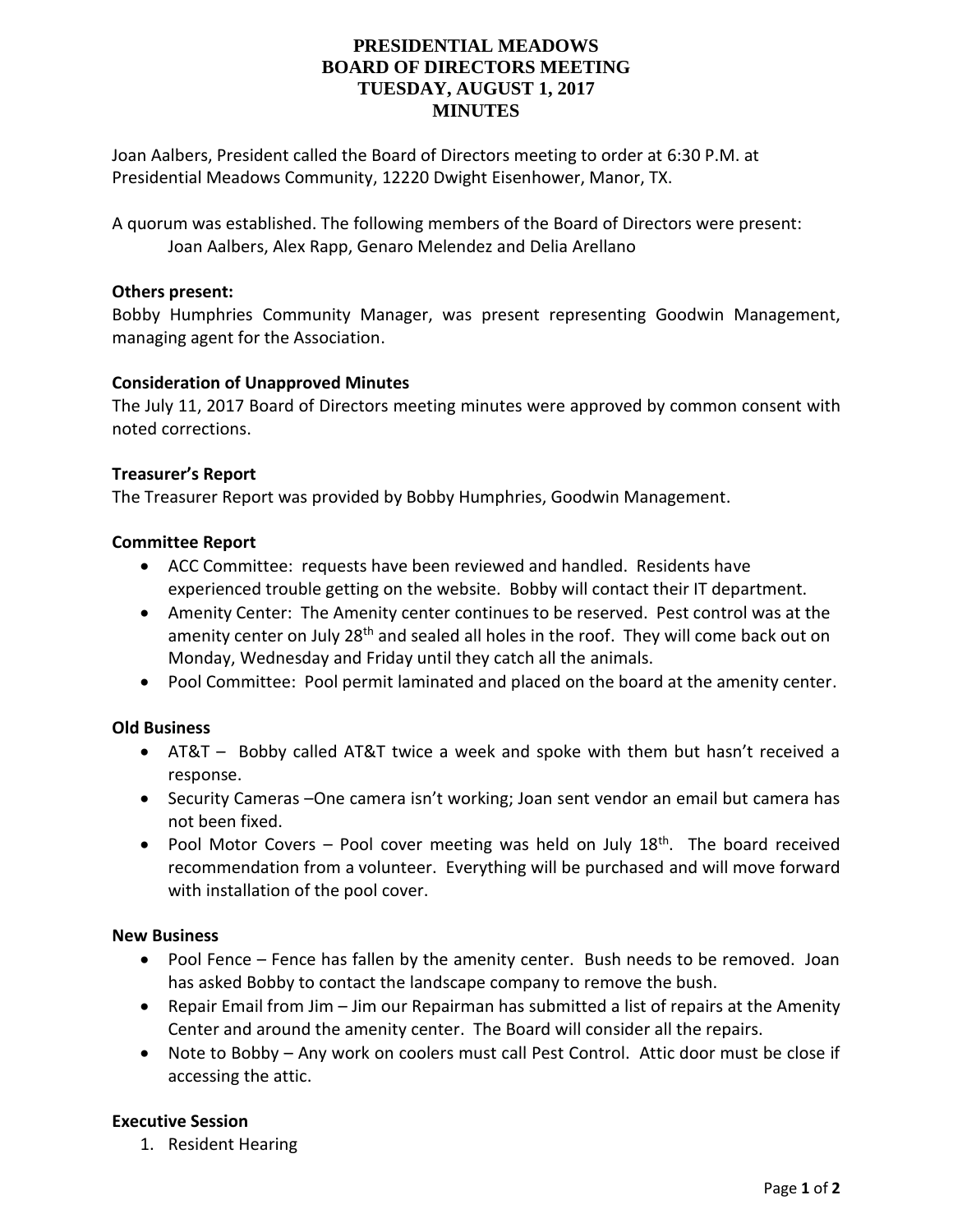# PRESIDENTIAL MEADOWS
# BOARD OF DIRECTORS MEETING
# TUESDAY, AUGUST 1, 2017
# MINUTES

Joan Aalbers, President called the Board of Directors meeting to order at 6:30 P.M. at Presidential Meadows Community, 12220 Dwight Eisenhower, Manor, TX.

A quorum was established. The following members of the Board of Directors were present:
Joan Aalbers, Alex Rapp, Genaro Melendez and Delia Arellano

**Others present:**
Bobby Humphries Community Manager, was present representing Goodwin Management, managing agent for the Association.

**Consideration of Unapproved Minutes**
The July 11, 2017 Board of Directors meeting minutes were approved by common consent with noted corrections.

**Treasurer's Report**
The Treasurer Report was provided by Bobby Humphries, Goodwin Management.

**Committee Report**

- ACC Committee: requests have been reviewed and handled. Residents have experienced trouble getting on the website. Bobby will contact their IT department.
- Amenity Center: The Amenity center continues to be reserved. Pest control was at the amenity center on July 28th and sealed all holes in the roof. They will come back out on Monday, Wednesday and Friday until they catch all the animals.
- Pool Committee: Pool permit laminated and placed on the board at the amenity center.

**Old Business**

- AT&T – Bobby called AT&T twice a week and spoke with them but hasn't received a response.
- Security Cameras –One camera isn't working; Joan sent vendor an email but camera has not been fixed.
- Pool Motor Covers – Pool cover meeting was held on July 18th. The board received recommendation from a volunteer. Everything will be purchased and will move forward with installation of the pool cover.

**New Business**

- Pool Fence – Fence has fallen by the amenity center. Bush needs to be removed. Joan has asked Bobby to contact the landscape company to remove the bush.
- Repair Email from Jim – Jim our Repairman has submitted a list of repairs at the Amenity Center and around the amenity center. The Board will consider all the repairs.
- Note to Bobby – Any work on coolers must call Pest Control. Attic door must be close if accessing the attic.

**Executive Session**

1. Resident Hearing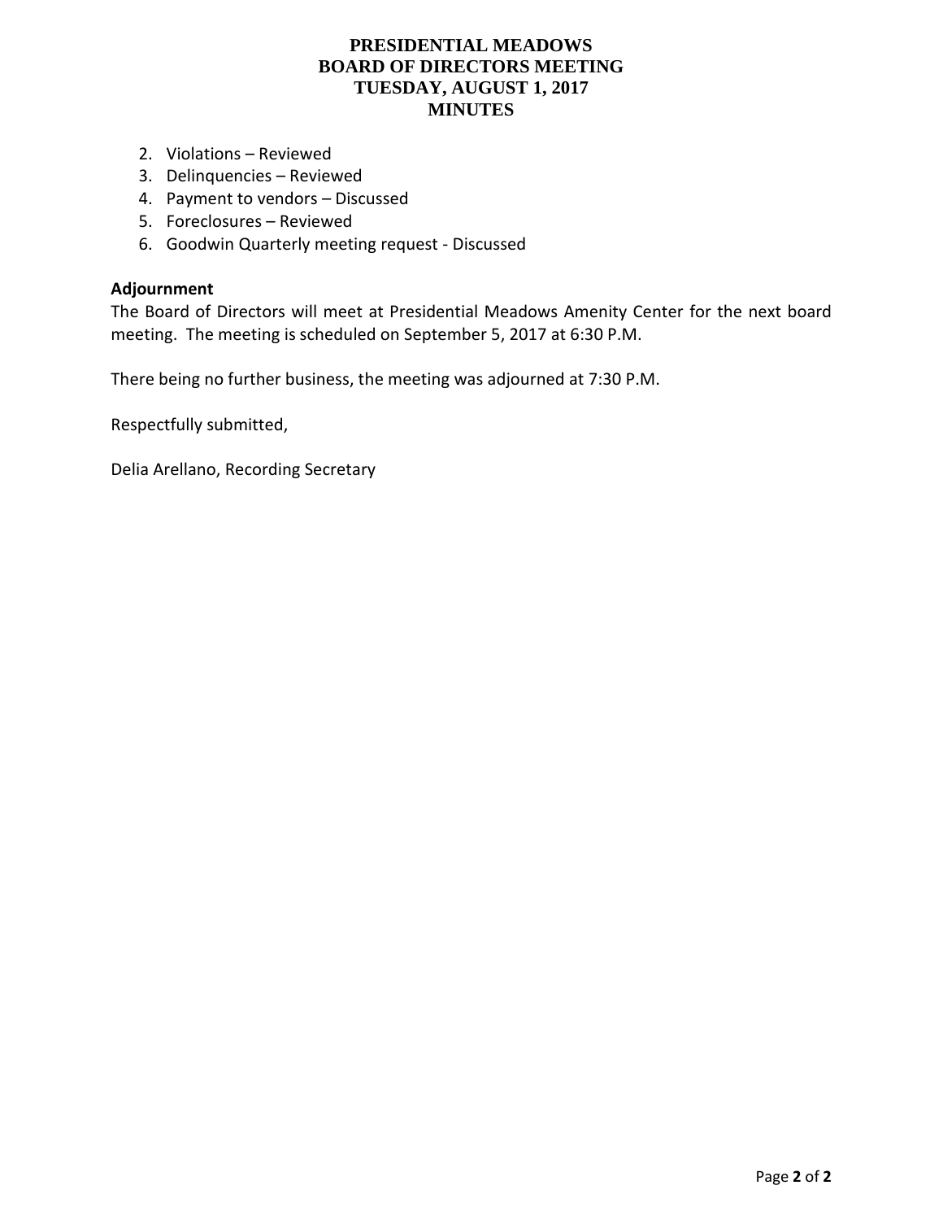2. Violations – Reviewed
3. Delinquencies – Reviewed
4. Payment to vendors – Discussed
5. Foreclosures – Reviewed
6. Goodwin Quarterly meeting request - Discussed

**Adjournment**

The Board of Directors will meet at Presidential Meadows Amenity Center for the next board meeting. The meeting is scheduled on September 5, 2017 at 6:30 P.M.

There being no further business, the meeting was adjourned at 7:30 P.M.

Respectfully submitted,

Delia Arellano, Recording Secretary